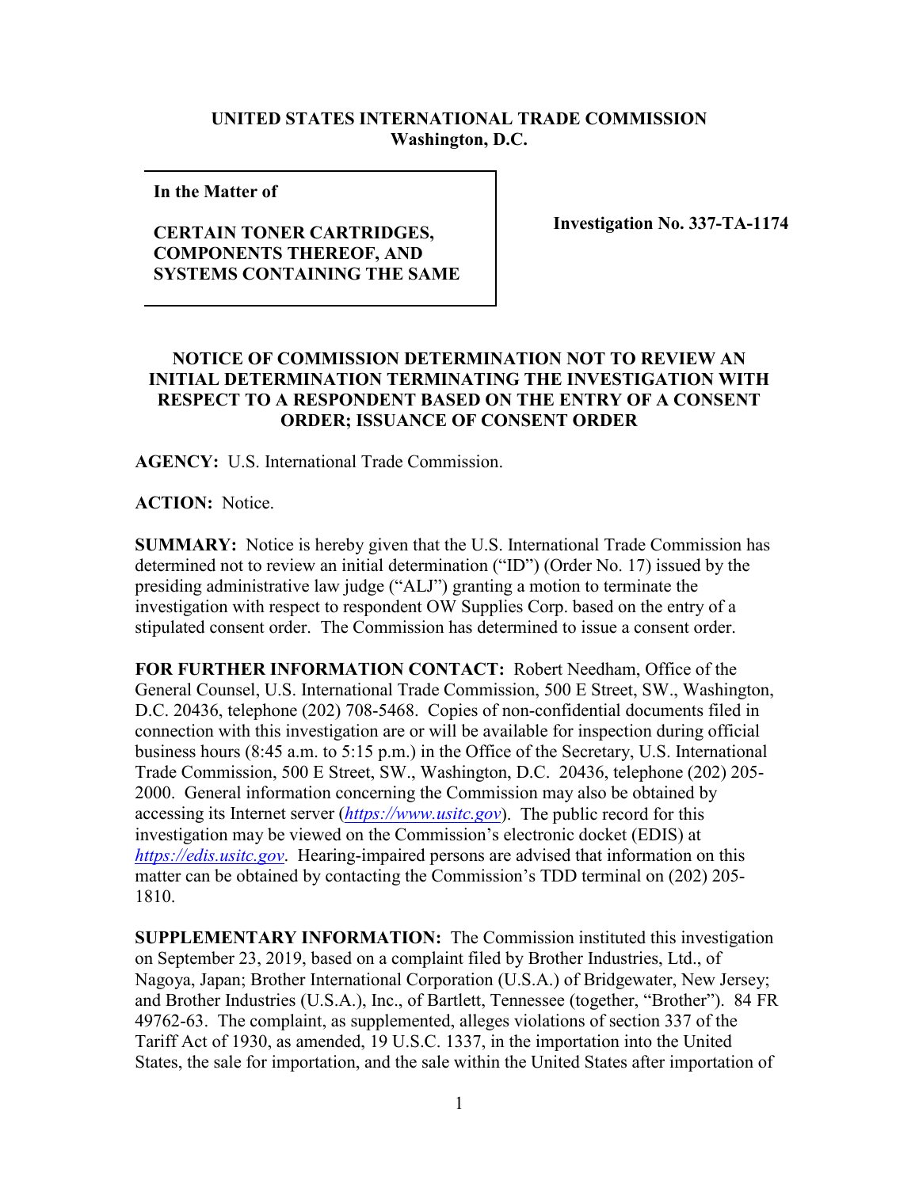**UNITED STATES INTERNATIONAL TRADE COMMISSION**
**Washington, D.C.**

| **In the Matter of**<br><br>**CERTAIN TONER CARTRIDGES, COMPONENTS THEREOF, AND SYSTEMS CONTAINING THE SAME** | **Investigation No. 337-TA-1174** |
|---|---|

## NOTICE OF COMMISSION DETERMINATION NOT TO REVIEW AN INITIAL DETERMINATION TERMINATING THE INVESTIGATION WITH RESPECT TO A RESPONDENT BASED ON THE ENTRY OF A CONSENT ORDER; ISSUANCE OF CONSENT ORDER

**AGENCY:** U.S. International Trade Commission.

**ACTION:** Notice.

**SUMMARY:** Notice is hereby given that the U.S. International Trade Commission has determined not to review an initial determination ("ID") (Order No. 17) issued by the presiding administrative law judge ("ALJ") granting a motion to terminate the investigation with respect to respondent OW Supplies Corp. based on the entry of a stipulated consent order. The Commission has determined to issue a consent order.

**FOR FURTHER INFORMATION CONTACT:** Robert Needham, Office of the General Counsel, U.S. International Trade Commission, 500 E Street, SW., Washington, D.C. 20436, telephone (202) 708-5468. Copies of non-confidential documents filed in connection with this investigation are or will be available for inspection during official business hours (8:45 a.m. to 5:15 p.m.) in the Office of the Secretary, U.S. International Trade Commission, 500 E Street, SW., Washington, D.C. 20436, telephone (202) 205-2000. General information concerning the Commission may also be obtained by accessing its Internet server (*https://www.usitc.gov*). The public record for this investigation may be viewed on the Commission's electronic docket (EDIS) at *https://edis.usitc.gov*. Hearing-impaired persons are advised that information on this matter can be obtained by contacting the Commission's TDD terminal on (202) 205-1810.

**SUPPLEMENTARY INFORMATION:** The Commission instituted this investigation on September 23, 2019, based on a complaint filed by Brother Industries, Ltd., of Nagoya, Japan; Brother International Corporation (U.S.A.) of Bridgewater, New Jersey; and Brother Industries (U.S.A.), Inc., of Bartlett, Tennessee (together, "Brother"). 84 FR 49762-63. The complaint, as supplemented, alleges violations of section 337 of the Tariff Act of 1930, as amended, 19 U.S.C. 1337, in the importation into the United States, the sale for importation, and the sale within the United States after importation of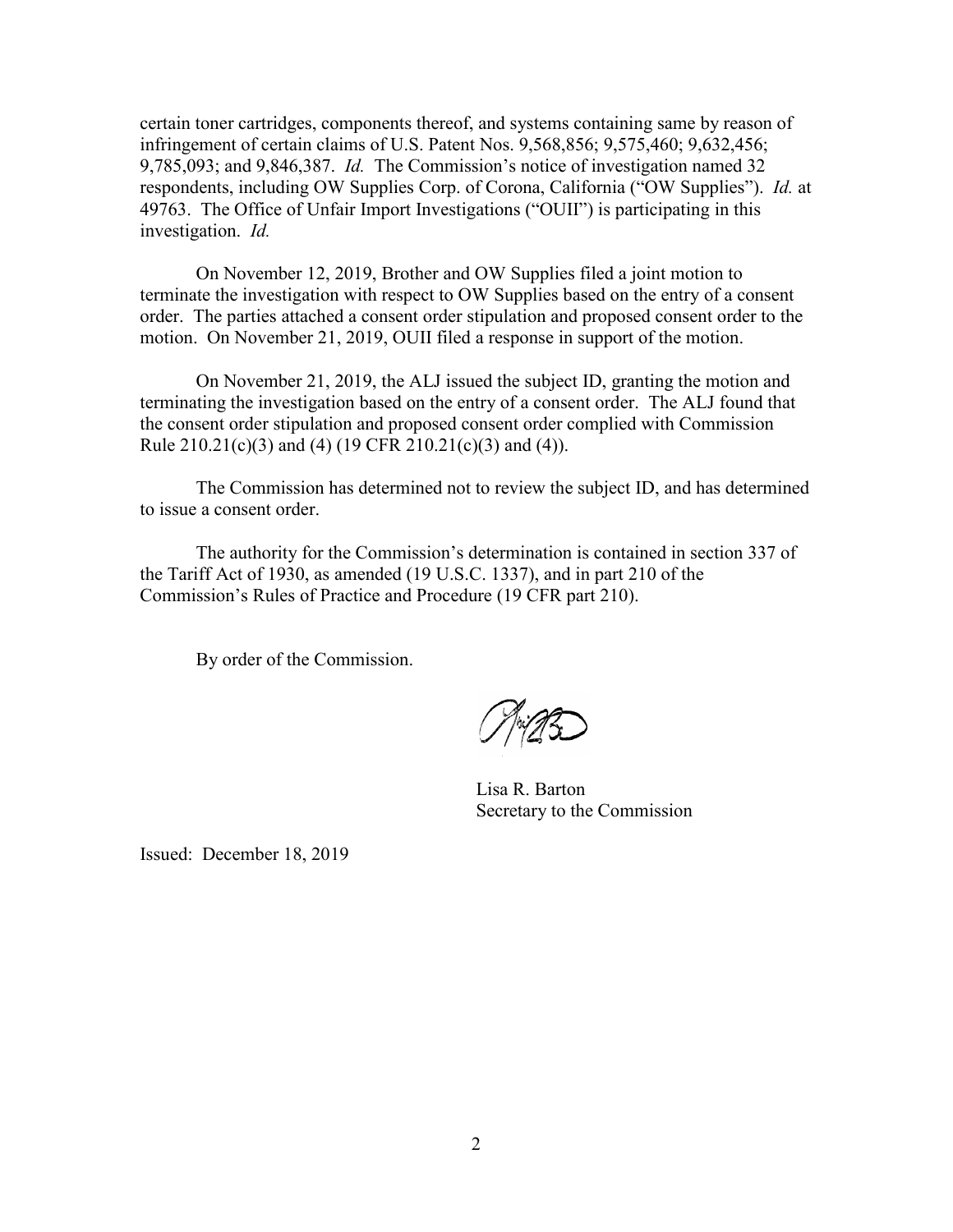certain toner cartridges, components thereof, and systems containing same by reason of infringement of certain claims of U.S. Patent Nos. 9,568,856; 9,575,460; 9,632,456; 9,785,093; and 9,846,387. *Id.* The Commission's notice of investigation named 32 respondents, including OW Supplies Corp. of Corona, California ("OW Supplies"). *Id.* at 49763. The Office of Unfair Import Investigations ("OUII") is participating in this investigation. *Id.*

On November 12, 2019, Brother and OW Supplies filed a joint motion to terminate the investigation with respect to OW Supplies based on the entry of a consent order. The parties attached a consent order stipulation and proposed consent order to the motion. On November 21, 2019, OUII filed a response in support of the motion.

On November 21, 2019, the ALJ issued the subject ID, granting the motion and terminating the investigation based on the entry of a consent order. The ALJ found that the consent order stipulation and proposed consent order complied with Commission Rule 210.21(c)(3) and (4) (19 CFR 210.21(c)(3) and (4)).

The Commission has determined not to review the subject ID, and has determined to issue a consent order.

The authority for the Commission's determination is contained in section 337 of the Tariff Act of 1930, as amended (19 U.S.C. 1337), and in part 210 of the Commission's Rules of Practice and Procedure (19 CFR part 210).

By order of the Commission.

Lisa R. Barton
Secretary to the Commission

Issued: December 18, 2019